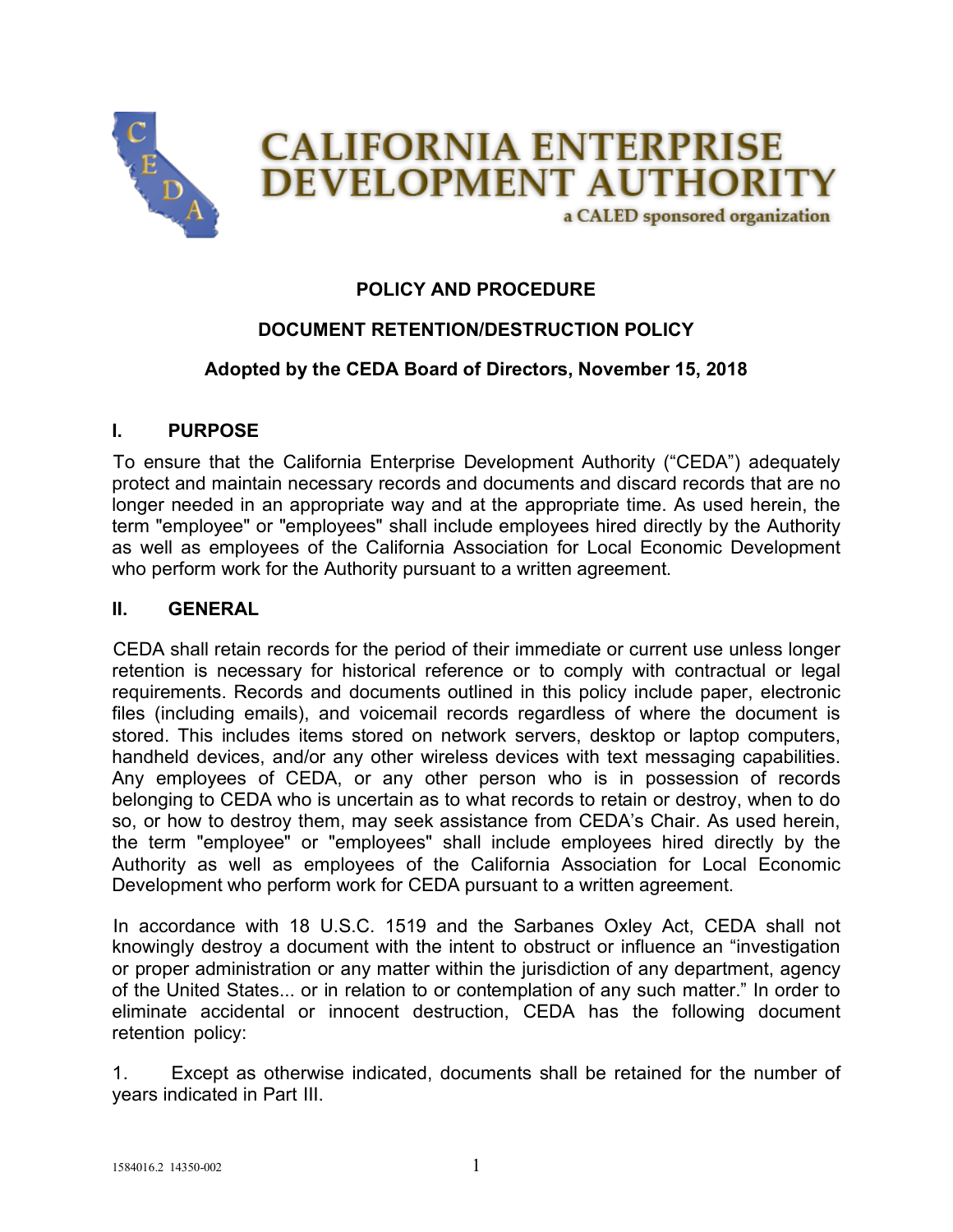# CALIFORNIA ENTERPRISE DEVELOPMENT AUTHORITY

a CALED sponsored organization

**POLICY AND PROCEDURE**

**DOCUMENT RETENTION/DESTRUCTION POLICY**

**Adopted by the CEDA Board of Directors, November 15, 2018**

## I. PURPOSE

To ensure that the California Enterprise Development Authority ("CEDA") adequately protect and maintain necessary records and documents and discard records that are no longer needed in an appropriate way and at the appropriate time. As used herein, the term "employee" or "employees" shall include employees hired directly by the Authority as well as employees of the California Association for Local Economic Development who perform work for the Authority pursuant to a written agreement.

## II. GENERAL

CEDA shall retain records for the period of their immediate or current use unless longer retention is necessary for historical reference or to comply with contractual or legal requirements. Records and documents outlined in this policy include paper, electronic files (including emails), and voicemail records regardless of where the document is stored. This includes items stored on network servers, desktop or laptop computers, handheld devices, and/or any other wireless devices with text messaging capabilities. Any employees of CEDA, or any other person who is in possession of records belonging to CEDA who is uncertain as to what records to retain or destroy, when to do so, or how to destroy them, may seek assistance from CEDA's Chair. As used herein, the term "employee" or "employees" shall include employees hired directly by the Authority as well as employees of the California Association for Local Economic Development who perform work for CEDA pursuant to a written agreement.

In accordance with 18 U.S.C. 1519 and the Sarbanes Oxley Act, CEDA shall not knowingly destroy a document with the intent to obstruct or influence an "investigation or proper administration or any matter within the jurisdiction of any department, agency of the United States... or in relation to or contemplation of any such matter." In order to eliminate accidental or innocent destruction, CEDA has the following document retention policy:

1. Except as otherwise indicated, documents shall be retained for the number of years indicated in Part III.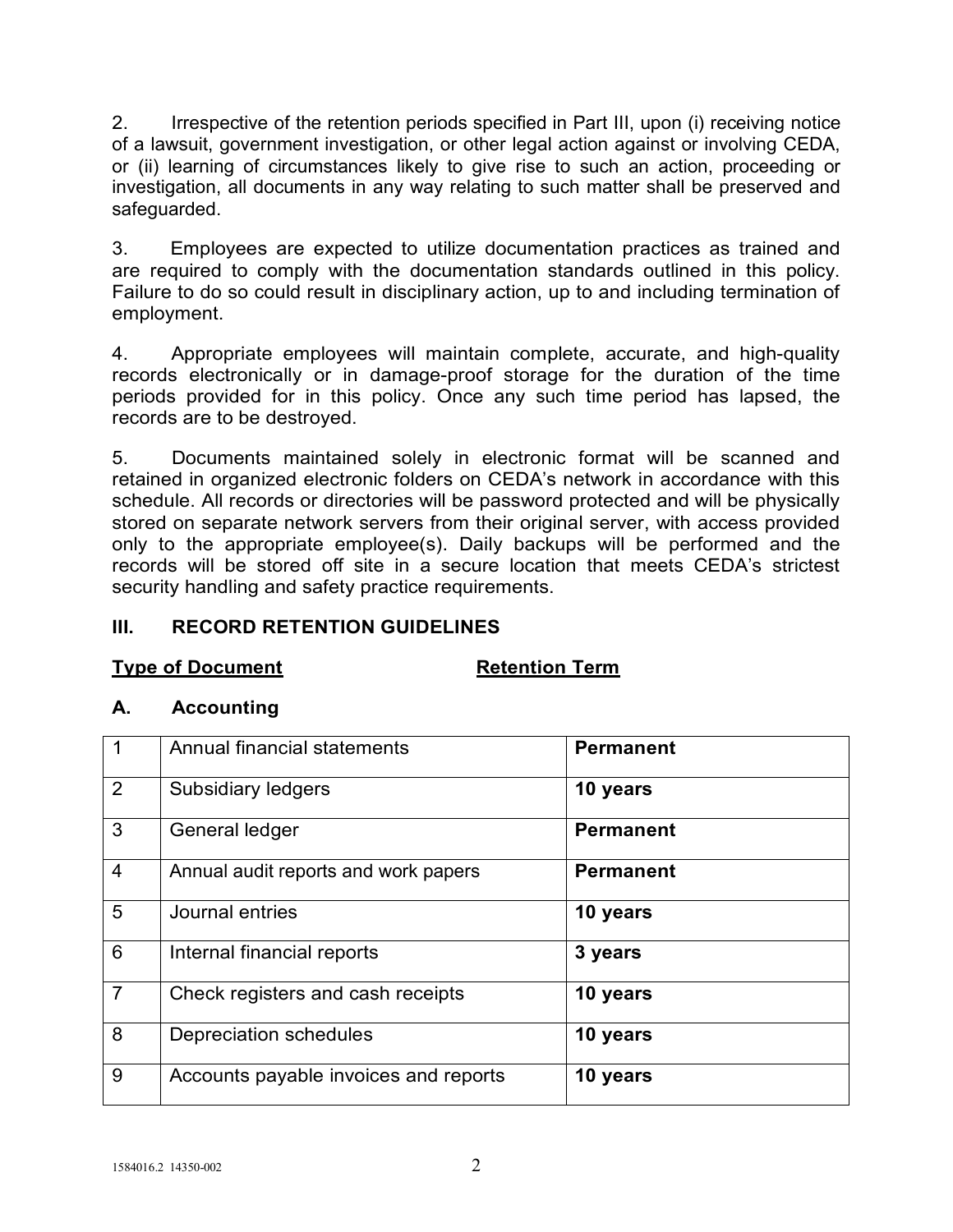2. Irrespective of the retention periods specified in Part III, upon (i) receiving notice of a lawsuit, government investigation, or other legal action against or involving CEDA, or (ii) learning of circumstances likely to give rise to such an action, proceeding or investigation, all documents in any way relating to such matter shall be preserved and safeguarded.

3. Employees are expected to utilize documentation practices as trained and are required to comply with the documentation standards outlined in this policy. Failure to do so could result in disciplinary action, up to and including termination of employment.

4. Appropriate employees will maintain complete, accurate, and high-quality records electronically or in damage-proof storage for the duration of the time periods provided for in this policy. Once any such time period has lapsed, the records are to be destroyed.

5. Documents maintained solely in electronic format will be scanned and retained in organized electronic folders on CEDA's network in accordance with this schedule. All records or directories will be password protected and will be physically stored on separate network servers from their original server, with access provided only to the appropriate employee(s). Daily backups will be performed and the records will be stored off site in a secure location that meets CEDA's strictest security handling and safety practice requirements.

## III. RECORD RETENTION GUIDELINES

**Type of Document** **Retention Term**

### A. Accounting

| | Type of Document | Retention Term |
|---|---|---|
| 1 | Annual financial statements | **Permanent** |
| 2 | Subsidiary ledgers | **10 years** |
| 3 | General ledger | **Permanent** |
| 4 | Annual audit reports and work papers | **Permanent** |
| 5 | Journal entries | **10 years** |
| 6 | Internal financial reports | **3 years** |
| 7 | Check registers and cash receipts | **10 years** |
| 8 | Depreciation schedules | **10 years** |
| 9 | Accounts payable invoices and reports | **10 years** |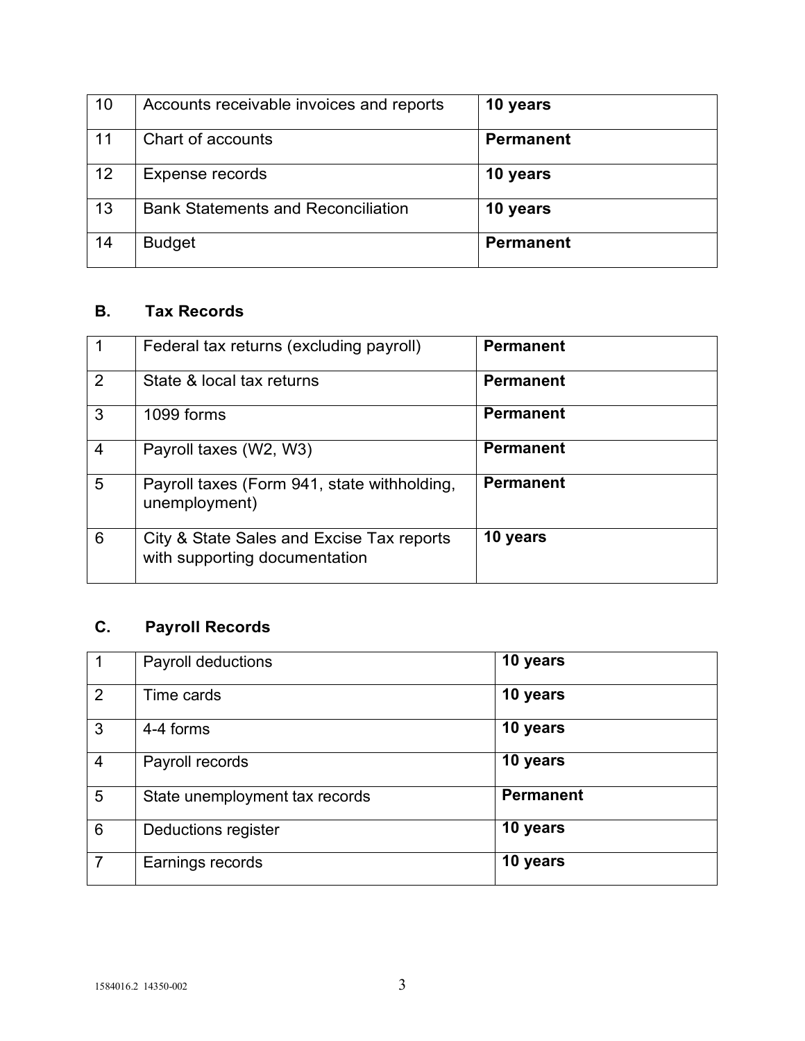| 10 | Accounts receivable invoices and reports | **10 years** |
|---|---|---|
| 11 | Chart of accounts | **Permanent** |
| 12 | Expense records | **10 years** |
| 13 | Bank Statements and Reconciliation | **10 years** |
| 14 | Budget | **Permanent** |

### B. Tax Records

| 1 | Federal tax returns (excluding payroll) | **Permanent** |
|---|---|---|
| 2 | State & local tax returns | **Permanent** |
| 3 | 1099 forms | **Permanent** |
| 4 | Payroll taxes (W2, W3) | **Permanent** |
| 5 | Payroll taxes (Form 941, state withholding, unemployment) | **Permanent** |
| 6 | City & State Sales and Excise Tax reports with supporting documentation | **10 years** |

### C. Payroll Records

| 1 | Payroll deductions | **10 years** |
|---|---|---|
| 2 | Time cards | **10 years** |
| 3 | 4-4 forms | **10 years** |
| 4 | Payroll records | **10 years** |
| 5 | State unemployment tax records | **Permanent** |
| 6 | Deductions register | **10 years** |
| 7 | Earnings records | **10 years** |

1584016.2 14350-002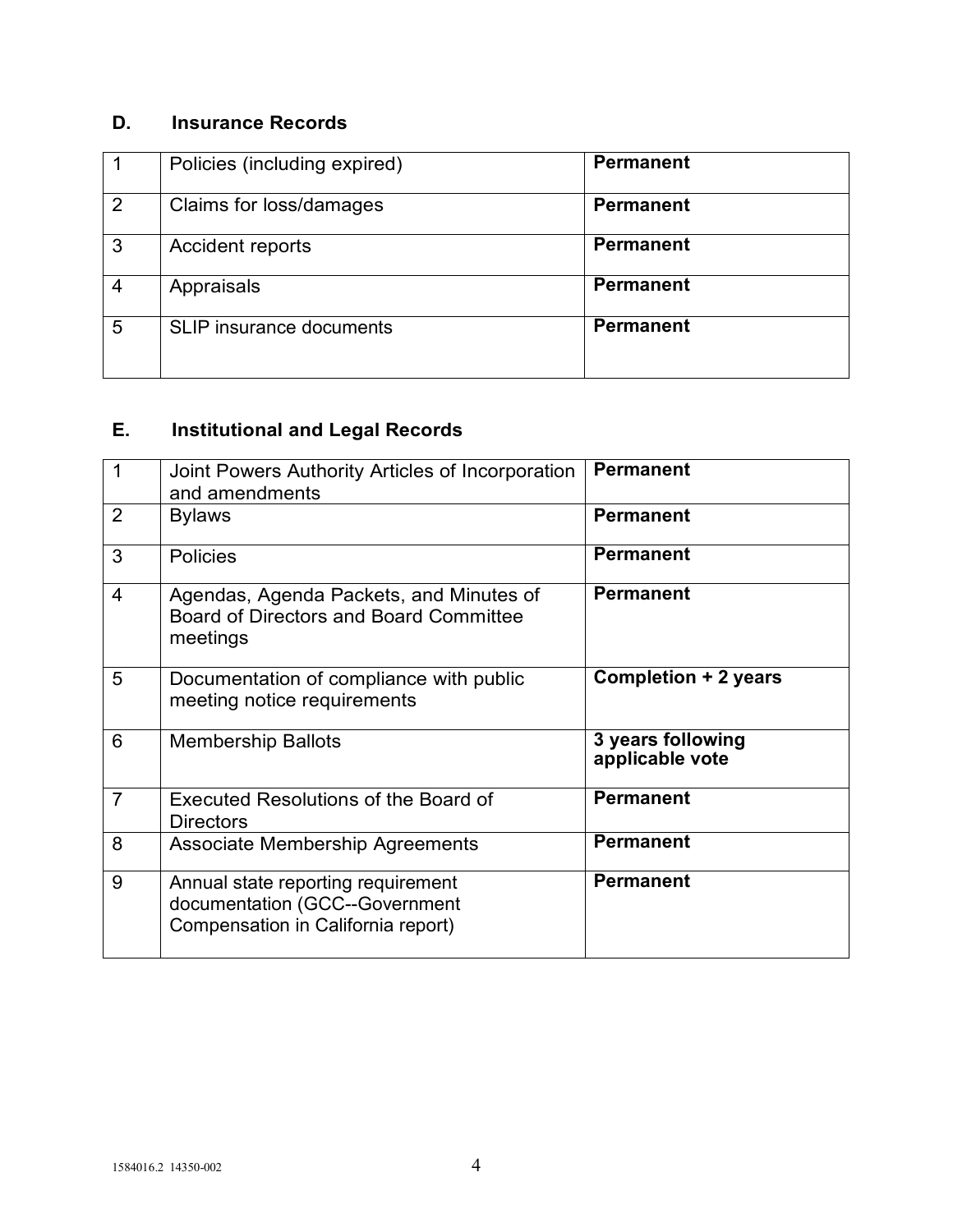## D. Insurance Records

| | | |
|---|---|---|
| 1 | Policies (including expired) | **Permanent** |
| 2 | Claims for loss/damages | **Permanent** |
| 3 | Accident reports | **Permanent** |
| 4 | Appraisals | **Permanent** |
| 5 | SLIP insurance documents | **Permanent** |

## E. Institutional and Legal Records

| | | |
|---|---|---|
| 1 | Joint Powers Authority Articles of Incorporation and amendments | **Permanent** |
| 2 | Bylaws | **Permanent** |
| 3 | Policies | **Permanent** |
| 4 | Agendas, Agenda Packets, and Minutes of Board of Directors and Board Committee meetings | **Permanent** |
| 5 | Documentation of compliance with public meeting notice requirements | **Completion + 2 years** |
| 6 | Membership Ballots | **3 years following applicable vote** |
| 7 | Executed Resolutions of the Board of Directors | **Permanent** |
| 8 | Associate Membership Agreements | **Permanent** |
| 9 | Annual state reporting requirement documentation (GCC--Government Compensation in California report) | **Permanent** |

1584016.2 14350-002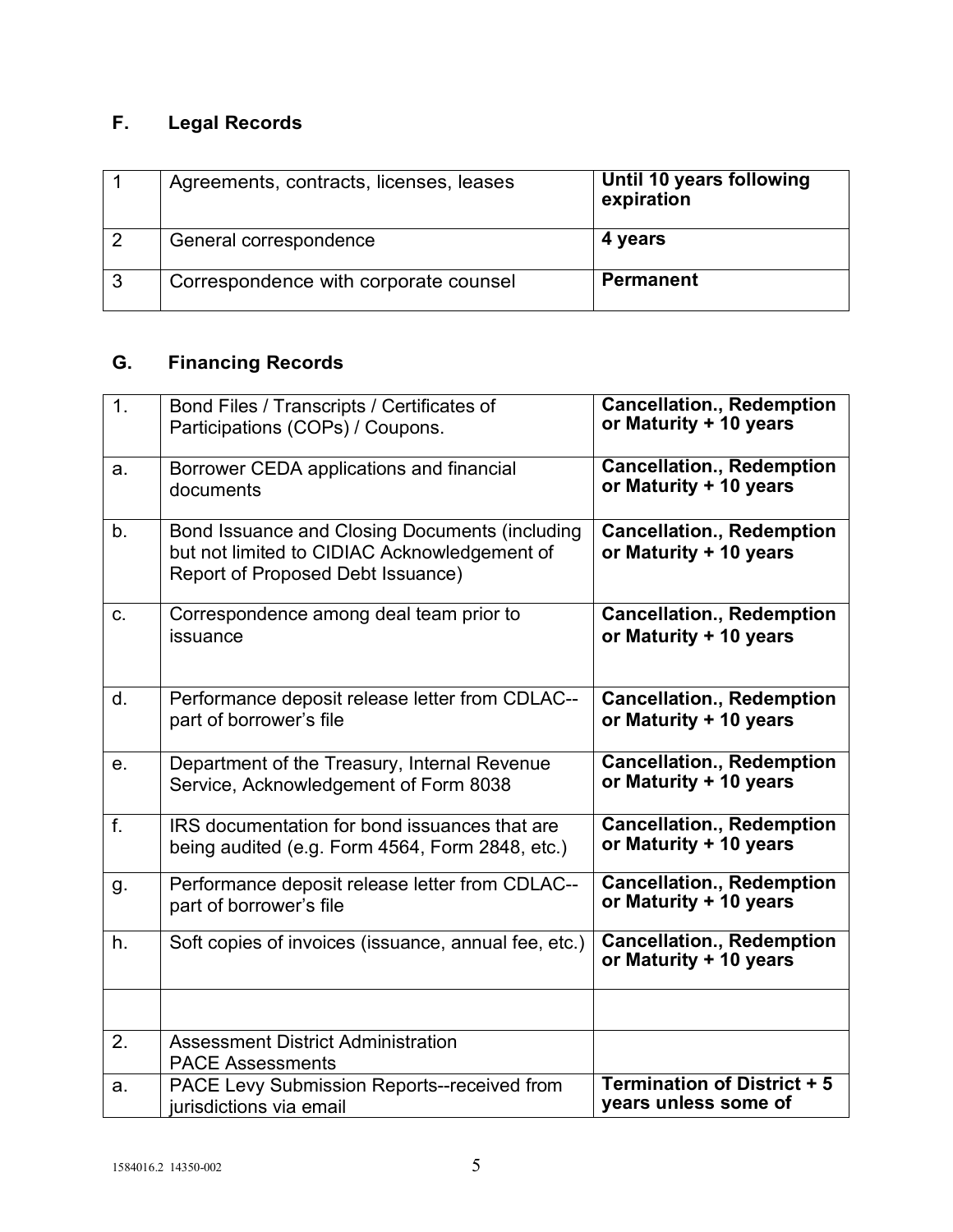## F. Legal Records

| | | |
|---|---|---|
| 1 | Agreements, contracts, licenses, leases | **Until 10 years following expiration** |
| 2 | General correspondence | **4 years** |
| 3 | Correspondence with corporate counsel | **Permanent** |

## G. Financing Records

| | | |
|---|---|---|
| 1. | Bond Files / Transcripts / Certificates of Participations (COPs) / Coupons. | **Cancellation., Redemption or Maturity + 10 years** |
| a. | Borrower CEDA applications and financial documents | **Cancellation., Redemption or Maturity + 10 years** |
| b. | Bond Issuance and Closing Documents (including but not limited to CIDIAC Acknowledgement of Report of Proposed Debt Issuance) | **Cancellation., Redemption or Maturity + 10 years** |
| c. | Correspondence among deal team prior to issuance | **Cancellation., Redemption or Maturity + 10 years** |
| d. | Performance deposit release letter from CDLAC--part of borrower's file | **Cancellation., Redemption or Maturity + 10 years** |
| e. | Department of the Treasury, Internal Revenue Service, Acknowledgement of Form 8038 | **Cancellation., Redemption or Maturity + 10 years** |
| f. | IRS documentation for bond issuances that are being audited (e.g. Form 4564, Form 2848, etc.) | **Cancellation., Redemption or Maturity + 10 years** |
| g. | Performance deposit release letter from CDLAC--part of borrower's file | **Cancellation., Redemption or Maturity + 10 years** |
| h. | Soft copies of invoices (issuance, annual fee, etc.) | **Cancellation., Redemption or Maturity + 10 years** |
| | | |
| 2. | Assessment District Administration PACE Assessments | |
| a. | PACE Levy Submission Reports--received from jurisdictions via email | **Termination of District + 5 years unless some of** |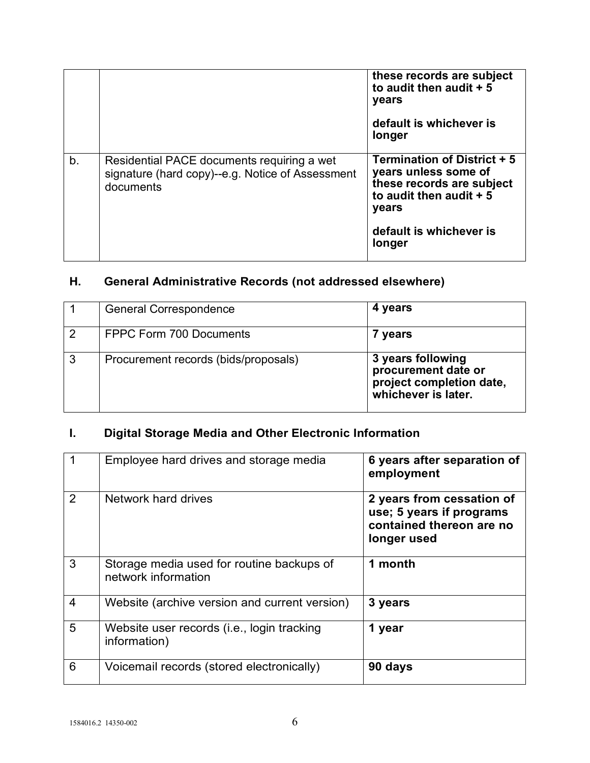| | | **these records are subject to audit then audit + 5 years**<br><br>**default is whichever is longer** |
|---|---|---|
| b. | Residential PACE documents requiring a wet signature (hard copy)--e.g. Notice of Assessment documents | **Termination of District + 5 years unless some of these records are subject to audit then audit + 5 years**<br><br>**default is whichever is longer** |

## H. General Administrative Records (not addressed elsewhere)

| | | |
|---|---|---|
| 1 | General Correspondence | **4 years** |
| 2 | FPPC Form 700 Documents | **7 years** |
| 3 | Procurement records (bids/proposals) | **3 years following procurement date or project completion date, whichever is later.** |

## I. Digital Storage Media and Other Electronic Information

| | | |
|---|---|---|
| 1 | Employee hard drives and storage media | **6 years after separation of employment** |
| 2 | Network hard drives | **2 years from cessation of use; 5 years if programs contained thereon are no longer used** |
| 3 | Storage media used for routine backups of network information | **1 month** |
| 4 | Website (archive version and current version) | **3 years** |
| 5 | Website user records (i.e., login tracking information) | **1 year** |
| 6 | Voicemail records (stored electronically) | **90 days** |

1584016.2 14350-002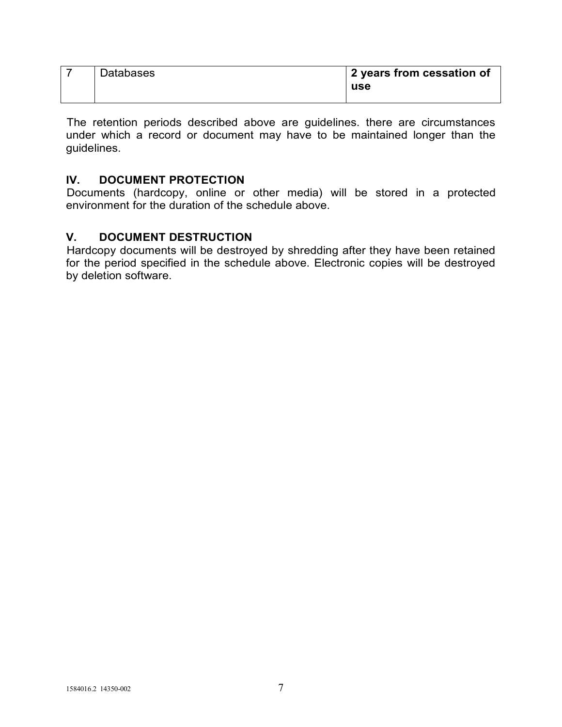| | | |
|---|---|---|
| 7 | Databases | **2 years from cessation of use** |

The retention periods described above are guidelines. there are circumstances under which a record or document may have to be maintained longer than the guidelines.

### IV. DOCUMENT PROTECTION

Documents (hardcopy, online or other media) will be stored in a protected environment for the duration of the schedule above.

### V. DOCUMENT DESTRUCTION

Hardcopy documents will be destroyed by shredding after they have been retained for the period specified in the schedule above. Electronic copies will be destroyed by deletion software.

1584016.2 14350-002